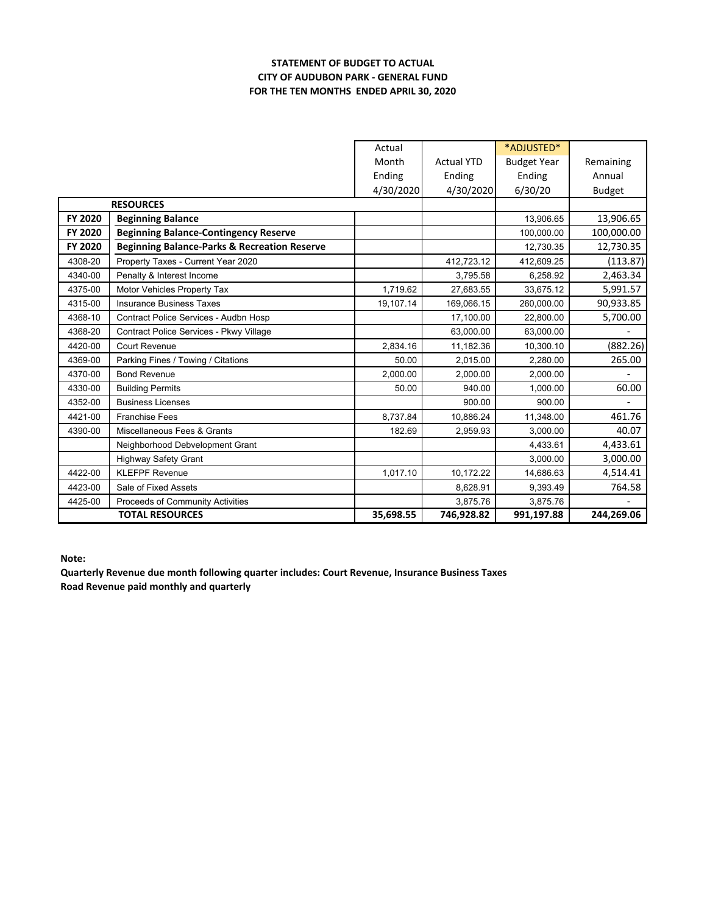**STATEMENT OF BUDGET TO ACTUAL**
**CITY OF AUDUBON PARK - GENERAL FUND**
**FOR THE TEN MONTHS ENDED APRIL 30, 2020**

| | | Actual Month Ending 4/30/2020 | Actual YTD Ending 4/30/2020 | *ADJUSTED* Budget Year Ending 6/30/20 | Remaining Annual Budget |
|---|---|---|---|---|---|
| | **RESOURCES** | | | | |
| **FY 2020** | **Beginning Balance** | | | 13,906.65 | 13,906.65 |
| **FY 2020** | **Beginning Balance-Contingency Reserve** | | | 100,000.00 | 100,000.00 |
| **FY 2020** | **Beginning Balance-Parks & Recreation Reserve** | | | 12,730.35 | 12,730.35 |
| 4308-20 | Property Taxes - Current Year 2020 | | 412,723.12 | 412,609.25 | (113.87) |
| 4340-00 | Penalty & Interest Income | | 3,795.58 | 6,258.92 | 2,463.34 |
| 4375-00 | Motor Vehicles Property Tax | 1,719.62 | 27,683.55 | 33,675.12 | 5,991.57 |
| 4315-00 | Insurance Business Taxes | 19,107.14 | 169,066.15 | 260,000.00 | 90,933.85 |
| 4368-10 | Contract Police Services - Audbn Hosp | | 17,100.00 | 22,800.00 | 5,700.00 |
| 4368-20 | Contract Police Services - Pkwy Village | | 63,000.00 | 63,000.00 | - |
| 4420-00 | Court Revenue | 2,834.16 | 11,182.36 | 10,300.10 | (882.26) |
| 4369-00 | Parking Fines / Towing / Citations | 50.00 | 2,015.00 | 2,280.00 | 265.00 |
| 4370-00 | Bond Revenue | 2,000.00 | 2,000.00 | 2,000.00 | - |
| 4330-00 | Building Permits | 50.00 | 940.00 | 1,000.00 | 60.00 |
| 4352-00 | Business Licenses | | 900.00 | 900.00 | - |
| 4421-00 | Franchise Fees | 8,737.84 | 10,886.24 | 11,348.00 | 461.76 |
| 4390-00 | Miscellaneous Fees & Grants | 182.69 | 2,959.93 | 3,000.00 | 40.07 |
| | Neighborhood Debvelopment Grant | | | 4,433.61 | 4,433.61 |
| | Highway Safety Grant | | | 3,000.00 | 3,000.00 |
| 4422-00 | KLEFPF Revenue | 1,017.10 | 10,172.22 | 14,686.63 | 4,514.41 |
| 4423-00 | Sale of Fixed Assets | | 8,628.91 | 9,393.49 | 764.58 |
| 4425-00 | Proceeds of Community Activities | | 3,875.76 | 3,875.76 | - |
| | **TOTAL RESOURCES** | **35,698.55** | **746,928.82** | **991,197.88** | **244,269.06** |

**Note:**

**Quarterly Revenue due month following quarter includes: Court Revenue, Insurance Business Taxes**
**Road Revenue paid monthly and quarterly**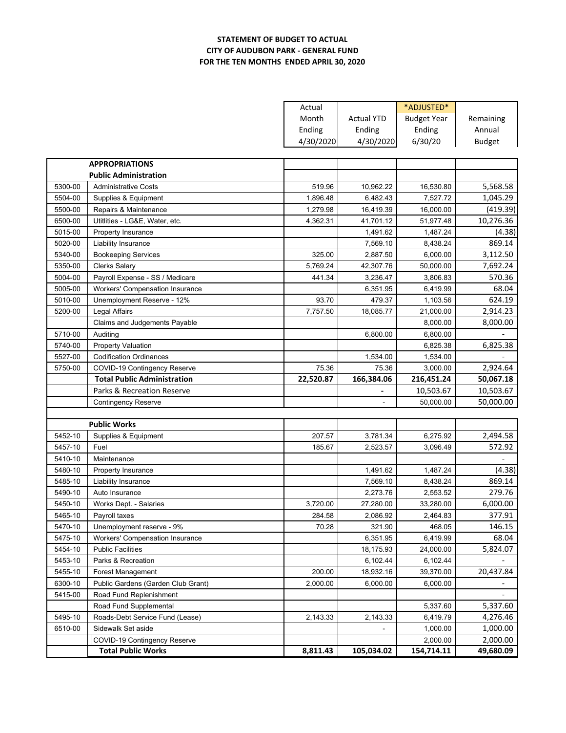**STATEMENT OF BUDGET TO ACTUAL**
**CITY OF AUDUBON PARK - GENERAL FUND**
**FOR THE TEN MONTHS ENDED APRIL 30, 2020**

| | | Actual Month Ending 4/30/2020 | Actual YTD Ending 4/30/2020 | *ADJUSTED* Budget Year Ending 6/30/20 | Remaining Annual Budget |
|---|---|---|---|---|---|
| | **APPROPRIATIONS** | | | | |
| | **Public Administration** | | | | |
| 5300-00 | Administrative Costs | 519.96 | 10,962.22 | 16,530.80 | 5,568.58 |
| 5504-00 | Supplies & Equipment | 1,896.48 | 6,482.43 | 7,527.72 | 1,045.29 |
| 5500-00 | Repairs & Maintenance | 1,279.98 | 16,419.39 | 16,000.00 | (419.39) |
| 6500-00 | Utitlities - LG&E, Water, etc. | 4,362.31 | 41,701.12 | 51,977.48 | 10,276.36 |
| 5015-00 | Property Insurance | | 1,491.62 | 1,487.24 | (4.38) |
| 5020-00 | Liability Insurance | | 7,569.10 | 8,438.24 | 869.14 |
| 5340-00 | Bookeeping Services | 325.00 | 2,887.50 | 6,000.00 | 3,112.50 |
| 5350-00 | Clerks Salary | 5,769.24 | 42,307.76 | 50,000.00 | 7,692.24 |
| 5004-00 | Payroll Expense - SS / Medicare | 441.34 | 3,236.47 | 3,806.83 | 570.36 |
| 5005-00 | Workers' Compensation Insurance | | 6,351.95 | 6,419.99 | 68.04 |
| 5010-00 | Unemployment Reserve - 12% | 93.70 | 479.37 | 1,103.56 | 624.19 |
| 5200-00 | Legal Affairs | 7,757.50 | 18,085.77 | 21,000.00 | 2,914.23 |
| | Claims and Judgements Payable | | | 8,000.00 | 8,000.00 |
| 5710-00 | Auditing | | 6,800.00 | 6,800.00 | - |
| 5740-00 | Property Valuation | | | 6,825.38 | 6,825.38 |
| 5527-00 | Codification Ordinances | | 1,534.00 | 1,534.00 | - |
| 5750-00 | COVID-19 Contingency Reserve | 75.36 | 75.36 | 3,000.00 | 2,924.64 |
| | **Total Public Administration** | **22,520.87** | **166,384.06** | **216,451.24** | **50,067.18** |
| | Parks & Recreation Reserve | | - | 10,503.67 | 10,503.67 |
| | Contingency Reserve | | - | 50,000.00 | 50,000.00 |
| | | | | | |
| | **Public Works** | | | | |
| 5452-10 | Supplies & Equipment | 207.57 | 3,781.34 | 6,275.92 | 2,494.58 |
| 5457-10 | Fuel | 185.67 | 2,523.57 | 3,096.49 | 572.92 |
| 5410-10 | Maintenance | | | | - |
| 5480-10 | Property Insurance | | 1,491.62 | 1,487.24 | (4.38) |
| 5485-10 | Liability Insurance | | 7,569.10 | 8,438.24 | 869.14 |
| 5490-10 | Auto Insurance | | 2,273.76 | 2,553.52 | 279.76 |
| 5450-10 | Works Dept. - Salaries | 3,720.00 | 27,280.00 | 33,280.00 | 6,000.00 |
| 5465-10 | Payroll taxes | 284.58 | 2,086.92 | 2,464.83 | 377.91 |
| 5470-10 | Unemployment reserve - 9% | 70.28 | 321.90 | 468.05 | 146.15 |
| 5475-10 | Workers' Compensation Insurance | | 6,351.95 | 6,419.99 | 68.04 |
| 5454-10 | Public Facilities | | 18,175.93 | 24,000.00 | 5,824.07 |
| 5453-10 | Parks & Recreation | | 6,102.44 | 6,102.44 | - |
| 5455-10 | Forest Management | 200.00 | 18,932.16 | 39,370.00 | 20,437.84 |
| 6300-10 | Public Gardens (Garden Club Grant) | 2,000.00 | 6,000.00 | 6,000.00 | - |
| 5415-00 | Road Fund Replenishment | | | | - |
| | Road Fund Supplemental | | | 5,337.60 | 5,337.60 |
| 5495-10 | Roads-Debt Service Fund (Lease) | 2,143.33 | 2,143.33 | 6,419.79 | 4,276.46 |
| 6510-00 | Sidewalk Set aside | | - | 1,000.00 | 1,000.00 |
| | COVID-19 Contingency Reserve | | | 2,000.00 | 2,000.00 |
| | **Total Public Works** | **8,811.43** | **105,034.02** | **154,714.11** | **49,680.09** |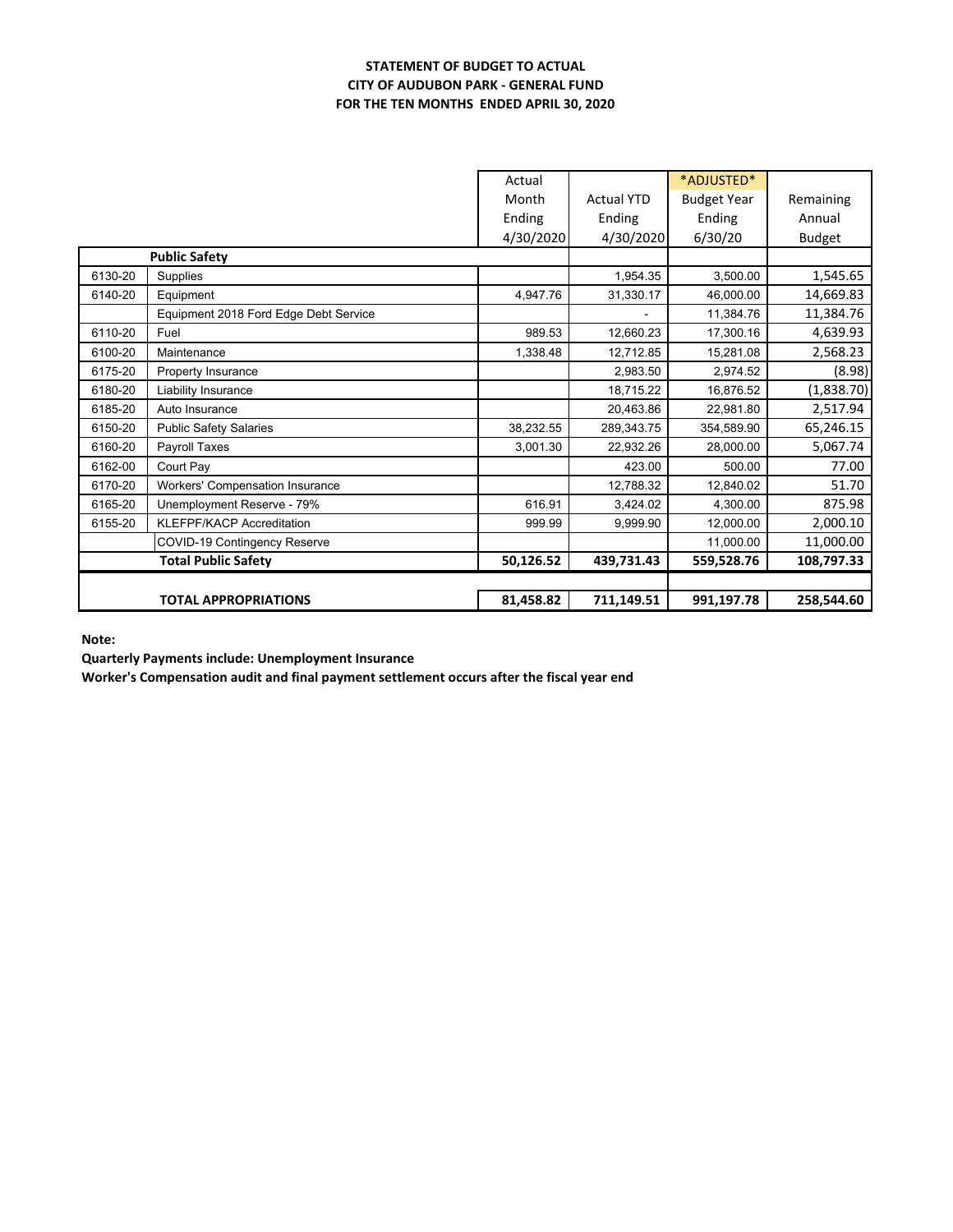**STATEMENT OF BUDGET TO ACTUAL**
**CITY OF AUDUBON PARK - GENERAL FUND**
**FOR THE TEN MONTHS ENDED APRIL 30, 2020**

| | | Actual Month Ending 4/30/2020 | Actual YTD Ending 4/30/2020 | *ADJUSTED* Budget Year Ending 6/30/20 | Remaining Annual Budget |
|---|---|---|---|---|---|
| | **Public Safety** | | | | |
| 6130-20 | Supplies | | 1,954.35 | 3,500.00 | 1,545.65 |
| 6140-20 | Equipment | 4,947.76 | 31,330.17 | 46,000.00 | 14,669.83 |
| | Equipment 2018 Ford Edge Debt Service | | - | 11,384.76 | 11,384.76 |
| 6110-20 | Fuel | 989.53 | 12,660.23 | 17,300.16 | 4,639.93 |
| 6100-20 | Maintenance | 1,338.48 | 12,712.85 | 15,281.08 | 2,568.23 |
| 6175-20 | Property Insurance | | 2,983.50 | 2,974.52 | (8.98) |
| 6180-20 | Liability Insurance | | 18,715.22 | 16,876.52 | (1,838.70) |
| 6185-20 | Auto Insurance | | 20,463.86 | 22,981.80 | 2,517.94 |
| 6150-20 | Public Safety Salaries | 38,232.55 | 289,343.75 | 354,589.90 | 65,246.15 |
| 6160-20 | Payroll Taxes | 3,001.30 | 22,932.26 | 28,000.00 | 5,067.74 |
| 6162-00 | Court Pay | | 423.00 | 500.00 | 77.00 |
| 6170-20 | Workers' Compensation Insurance | | 12,788.32 | 12,840.02 | 51.70 |
| 6165-20 | Unemployment Reserve - 79% | 616.91 | 3,424.02 | 4,300.00 | 875.98 |
| 6155-20 | KLEFPF/KACP Accreditation | 999.99 | 9,999.90 | 12,000.00 | 2,000.10 |
| | COVID-19 Contingency Reserve | | | 11,000.00 | 11,000.00 |
| | **Total Public Safety** | **50,126.52** | **439,731.43** | **559,528.76** | **108,797.33** |
| | | | | | |
| | **TOTAL APPROPRIATIONS** | **81,458.82** | **711,149.51** | **991,197.78** | **258,544.60** |

**Note:**

**Quarterly Payments include: Unemployment Insurance**

**Worker's Compensation audit and final payment settlement occurs after the fiscal year end**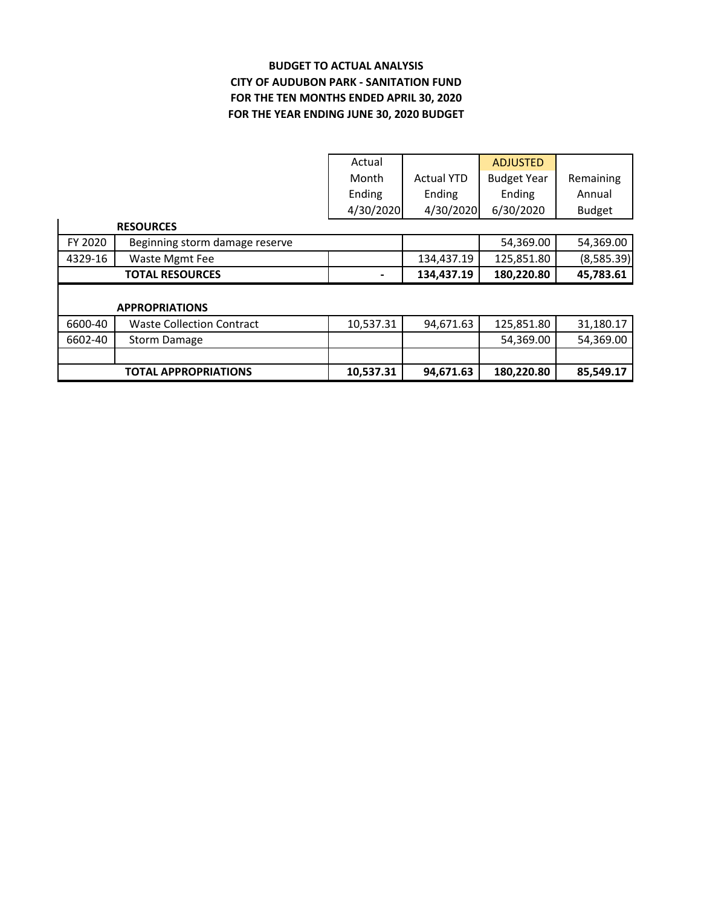**BUDGET TO ACTUAL ANALYSIS**
**CITY OF AUDUBON PARK - SANITATION FUND**
**FOR THE TEN MONTHS ENDED APRIL 30, 2020**
**FOR THE YEAR ENDING JUNE 30, 2020 BUDGET**

| | | Actual Month Ending 4/30/2020 | Actual YTD Ending 4/30/2020 | ADJUSTED Budget Year Ending 6/30/2020 | Remaining Annual Budget |
|---|---|---|---|---|---|
| | **RESOURCES** | | | | |
| FY 2020 | Beginning storm damage reserve | | | 54,369.00 | 54,369.00 |
| 4329-16 | Waste Mgmt Fee | | 134,437.19 | 125,851.80 | (8,585.39) |
| | **TOTAL RESOURCES** | **-** | **134,437.19** | **180,220.80** | **45,783.61** |
| | **APPROPRIATIONS** | | | | |
| 6600-40 | Waste Collection Contract | 10,537.31 | 94,671.63 | 125,851.80 | 31,180.17 |
| 6602-40 | Storm Damage | | | 54,369.00 | 54,369.00 |
| | | | | | |
| | **TOTAL APPROPRIATIONS** | **10,537.31** | **94,671.63** | **180,220.80** | **85,549.17** |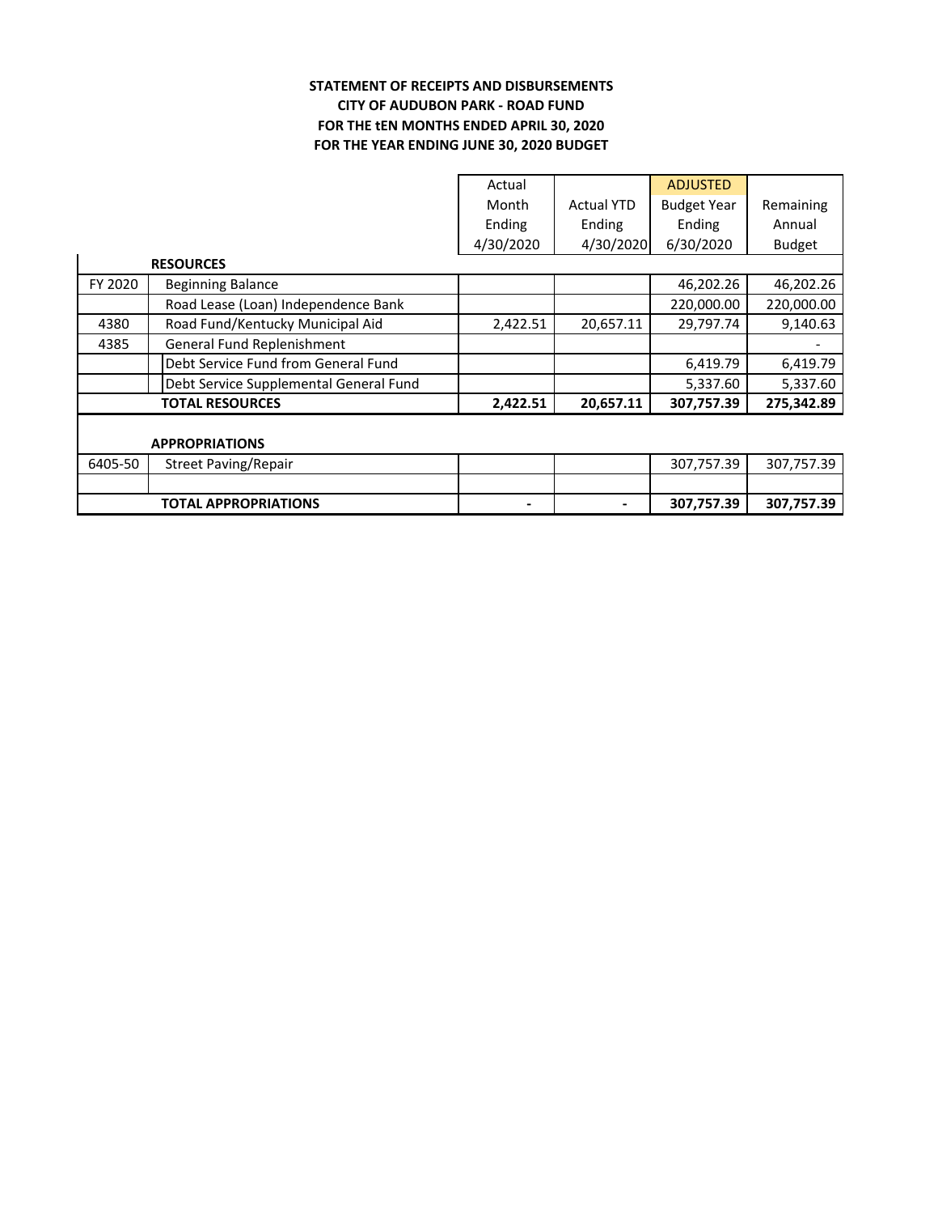**STATEMENT OF RECEIPTS AND DISBURSEMENTS**
**CITY OF AUDUBON PARK - ROAD FUND**
**FOR THE tEN MONTHS ENDED APRIL 30, 2020**
**FOR THE YEAR ENDING JUNE 30, 2020 BUDGET**

| | | Actual Month Ending 4/30/2020 | Actual YTD Ending 4/30/2020 | ADJUSTED Budget Year Ending 6/30/2020 | Remaining Annual Budget |
|---|---|---|---|---|---|
| | **RESOURCES** | | | | |
| FY 2020 | Beginning Balance | | | 46,202.26 | 46,202.26 |
| | Road Lease (Loan) Independence Bank | | | 220,000.00 | 220,000.00 |
| 4380 | Road Fund/Kentucky Municipal Aid | 2,422.51 | 20,657.11 | 29,797.74 | 9,140.63 |
| 4385 | General Fund Replenishment | | | | - |
| | Debt Service Fund from General Fund | | | 6,419.79 | 6,419.79 |
| | Debt Service Supplemental General Fund | | | 5,337.60 | 5,337.60 |
| | **TOTAL RESOURCES** | **2,422.51** | **20,657.11** | **307,757.39** | **275,342.89** |
| | **APPROPRIATIONS** | | | | |
| 6405-50 | Street Paving/Repair | | | 307,757.39 | 307,757.39 |
| | | | | | |
| | **TOTAL APPROPRIATIONS** | **-** | **-** | **307,757.39** | **307,757.39** |